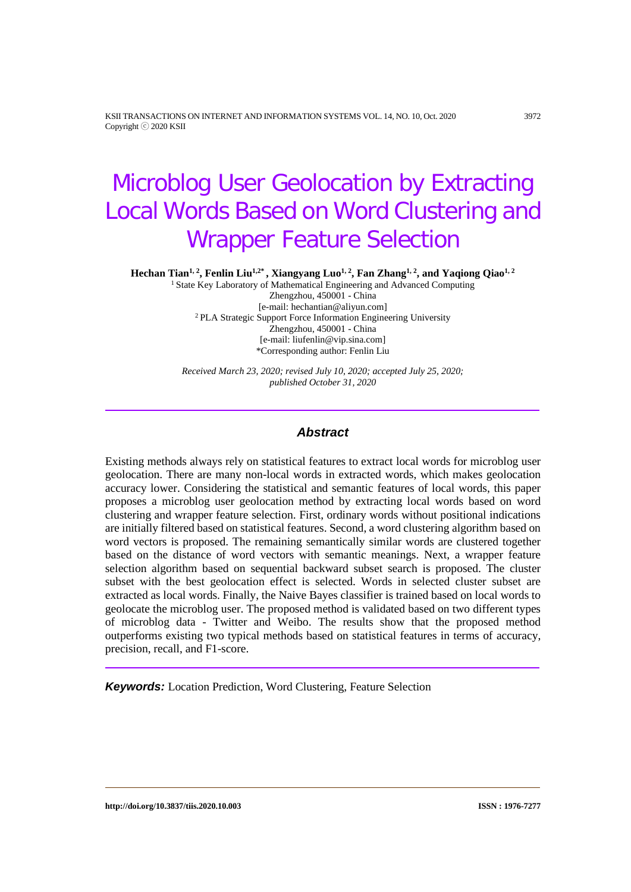# Microblog User Geolocation by Extracting Local Words Based on Word Clustering and Wrapper Feature Selection

**Hechan Tian[1,2], Fenlin Liu[1,2*], Xiangyang Luo[1,2], Fan Zhang[1,2], and Yaqiong Qiao[1,2]**

[1] State Key Laboratory of Mathematical Engineering and Advanced Computing
Zhengzhou, 450001 - China
[e-mail: hechantian@aliyun.com]
[2] PLA Strategic Support Force Information Engineering University
Zhengzhou, 450001 - China
[e-mail: liufenlin@vip.sina.com]
*Corresponding author: Fenlin Liu

*Received March 23, 2020; revised July 10, 2020; accepted July 25, 2020; published October 31, 2020*

## Abstract

Existing methods always rely on statistical features to extract local words for microblog user geolocation. There are many non-local words in extracted words, which makes geolocation accuracy lower. Considering the statistical and semantic features of local words, this paper proposes a microblog user geolocation method by extracting local words based on word clustering and wrapper feature selection. First, ordinary words without positional indications are initially filtered based on statistical features. Second, a word clustering algorithm based on word vectors is proposed. The remaining semantically similar words are clustered together based on the distance of word vectors with semantic meanings. Next, a wrapper feature selection algorithm based on sequential backward subset search is proposed. The cluster subset with the best geolocation effect is selected. Words in selected cluster subset are extracted as local words. Finally, the Naive Bayes classifier is trained based on local words to geolocate the microblog user. The proposed method is validated based on two different types of microblog data - Twitter and Weibo. The results show that the proposed method outperforms existing two typical methods based on statistical features in terms of accuracy, precision, recall, and F1-score.

***Keywords:*** Location Prediction, Word Clustering, Feature Selection

http://doi.org/10.3837/tiis.2020.10.003 ISSN : 1976-7277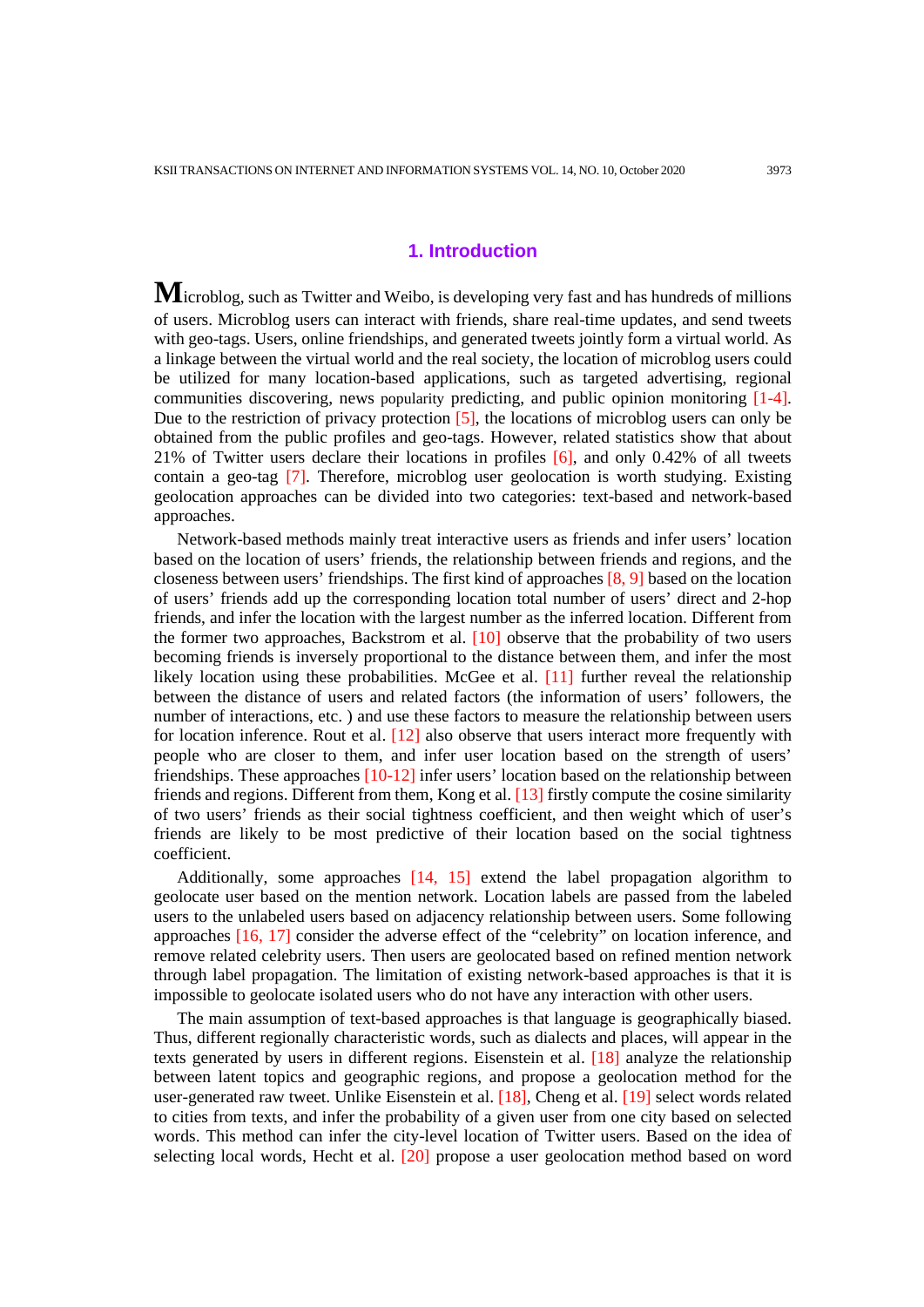## 1. Introduction

Microblog, such as Twitter and Weibo, is developing very fast and has hundreds of millions of users. Microblog users can interact with friends, share real-time updates, and send tweets with geo-tags. Users, online friendships, and generated tweets jointly form a virtual world. As a linkage between the virtual world and the real society, the location of microblog users could be utilized for many location-based applications, such as targeted advertising, regional communities discovering, news popularity predicting, and public opinion monitoring [1-4]. Due to the restriction of privacy protection [5], the locations of microblog users can only be obtained from the public profiles and geo-tags. However, related statistics show that about 21% of Twitter users declare their locations in profiles [6], and only 0.42% of all tweets contain a geo-tag [7]. Therefore, microblog user geolocation is worth studying. Existing geolocation approaches can be divided into two categories: text-based and network-based approaches.

Network-based methods mainly treat interactive users as friends and infer users' location based on the location of users' friends, the relationship between friends and regions, and the closeness between users' friendships. The first kind of approaches [8, 9] based on the location of users' friends add up the corresponding location total number of users' direct and 2-hop friends, and infer the location with the largest number as the inferred location. Different from the former two approaches, Backstrom et al. [10] observe that the probability of two users becoming friends is inversely proportional to the distance between them, and infer the most likely location using these probabilities. McGee et al. [11] further reveal the relationship between the distance of users and related factors (the information of users' followers, the number of interactions, etc. ) and use these factors to measure the relationship between users for location inference. Rout et al. [12] also observe that users interact more frequently with people who are closer to them, and infer user location based on the strength of users' friendships. These approaches [10-12] infer users' location based on the relationship between friends and regions. Different from them, Kong et al. [13] firstly compute the cosine similarity of two users' friends as their social tightness coefficient, and then weight which of user's friends are likely to be most predictive of their location based on the social tightness coefficient.

Additionally, some approaches [14, 15] extend the label propagation algorithm to geolocate user based on the mention network. Location labels are passed from the labeled users to the unlabeled users based on adjacency relationship between users. Some following approaches [16, 17] consider the adverse effect of the "celebrity" on location inference, and remove related celebrity users. Then users are geolocated based on refined mention network through label propagation. The limitation of existing network-based approaches is that it is impossible to geolocate isolated users who do not have any interaction with other users.

The main assumption of text-based approaches is that language is geographically biased. Thus, different regionally characteristic words, such as dialects and places, will appear in the texts generated by users in different regions. Eisenstein et al. [18] analyze the relationship between latent topics and geographic regions, and propose a geolocation method for the user-generated raw tweet. Unlike Eisenstein et al. [18], Cheng et al. [19] select words related to cities from texts, and infer the probability of a given user from one city based on selected words. This method can infer the city-level location of Twitter users. Based on the idea of selecting local words, Hecht et al. [20] propose a user geolocation method based on word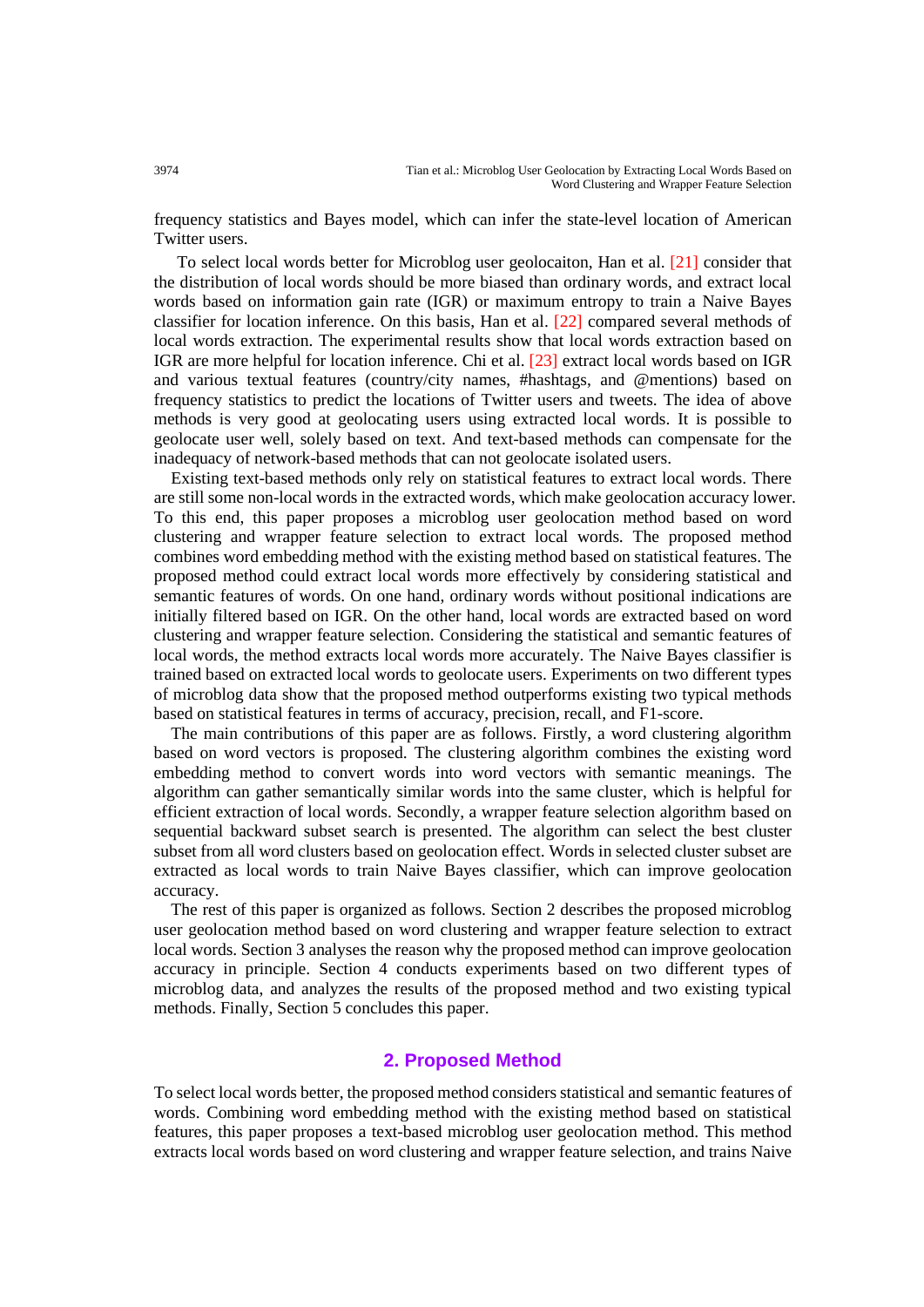frequency statistics and Bayes model, which can infer the state-level location of American Twitter users.

To select local words better for Microblog user geolocaiton, Han et al. [21] consider that the distribution of local words should be more biased than ordinary words, and extract local words based on information gain rate (IGR) or maximum entropy to train a Naive Bayes classifier for location inference. On this basis, Han et al. [22] compared several methods of local words extraction. The experimental results show that local words extraction based on IGR are more helpful for location inference. Chi et al. [23] extract local words based on IGR and various textual features (country/city names, #hashtags, and @mentions) based on frequency statistics to predict the locations of Twitter users and tweets. The idea of above methods is very good at geolocating users using extracted local words. It is possible to geolocate user well, solely based on text. And text-based methods can compensate for the inadequacy of network-based methods that can not geolocate isolated users.

Existing text-based methods only rely on statistical features to extract local words. There are still some non-local words in the extracted words, which make geolocation accuracy lower. To this end, this paper proposes a microblog user geolocation method based on word clustering and wrapper feature selection to extract local words. The proposed method combines word embedding method with the existing method based on statistical features. The proposed method could extract local words more effectively by considering statistical and semantic features of words. On one hand, ordinary words without positional indications are initially filtered based on IGR. On the other hand, local words are extracted based on word clustering and wrapper feature selection. Considering the statistical and semantic features of local words, the method extracts local words more accurately. The Naive Bayes classifier is trained based on extracted local words to geolocate users. Experiments on two different types of microblog data show that the proposed method outperforms existing two typical methods based on statistical features in terms of accuracy, precision, recall, and F1-score.

The main contributions of this paper are as follows. Firstly, a word clustering algorithm based on word vectors is proposed. The clustering algorithm combines the existing word embedding method to convert words into word vectors with semantic meanings. The algorithm can gather semantically similar words into the same cluster, which is helpful for efficient extraction of local words. Secondly, a wrapper feature selection algorithm based on sequential backward subset search is presented. The algorithm can select the best cluster subset from all word clusters based on geolocation effect. Words in selected cluster subset are extracted as local words to train Naive Bayes classifier, which can improve geolocation accuracy.

The rest of this paper is organized as follows. Section 2 describes the proposed microblog user geolocation method based on word clustering and wrapper feature selection to extract local words. Section 3 analyses the reason why the proposed method can improve geolocation accuracy in principle. Section 4 conducts experiments based on two different types of microblog data, and analyzes the results of the proposed method and two existing typical methods. Finally, Section 5 concludes this paper.

## 2. Proposed Method

To select local words better, the proposed method considers statistical and semantic features of words. Combining word embedding method with the existing method based on statistical features, this paper proposes a text-based microblog user geolocation method. This method extracts local words based on word clustering and wrapper feature selection, and trains Naive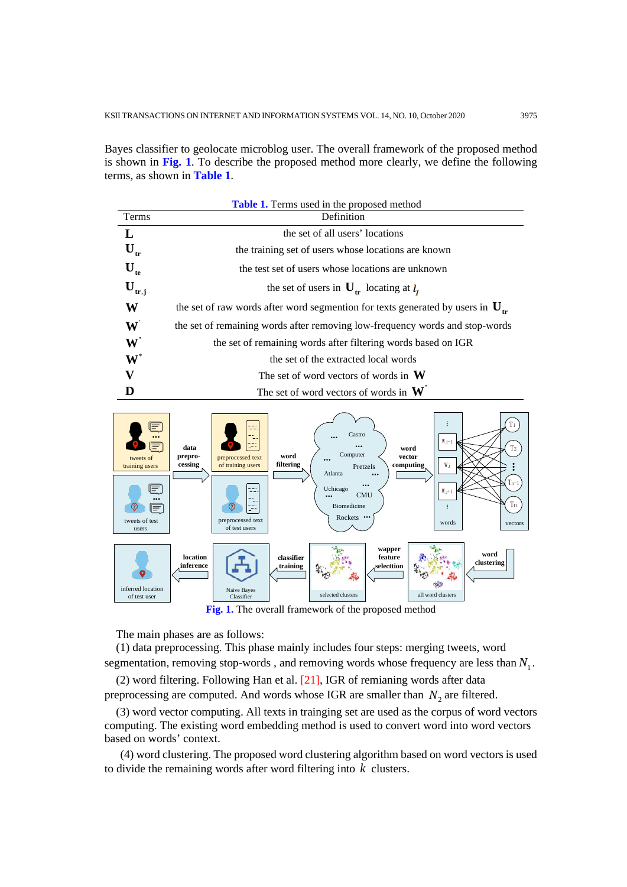Bayes classifier to geolocate microblog user. The overall framework of the proposed method is shown in **Fig. 1**. To describe the proposed method more clearly, we define the following terms, as shown in **Table 1**.

**Table 1.** Terms used in the proposed method

| Terms | Definition |
|---|---|
| $\mathbf{L}$ | the set of all users' locations |
| $\mathbf{U}_{tr}$ | the training set of users whose locations are known |
| $\mathbf{U}_{te}$ | the test set of users whose locations are unknown |
| $\mathbf{U}_{tr,j}$ | the set of users in $\mathbf{U}_{tr}$ locating at $l_j$ |
| $\mathbf{W}$ | the set of raw words after word segmention for texts generated by users in $\mathbf{U}_{tr}$ |
| $\mathbf{W}'$ | the set of remaining words after removing low-frequency words and stop-words |
| $\mathbf{W}''$ | the set of remaining words after filtering words based on IGR |
| $\mathbf{W}^{*}$ | the set of the extracted local words |
| $\mathbf{V}$ | The set of word vectors of words in $\mathbf{W}$ |
| $\mathbf{D}$ | The set of word vectors of words in $\mathbf{W}^{*}$ |

**Fig. 1.** The overall framework of the proposed method

The main phases are as follows:

(1) data preprocessing. This phase mainly includes four steps: merging tweets, word segmentation, removing stop-words , and removing words whose frequency are less than $N_1$.

(2) word filtering. Following Han et al. [21], IGR of remianing words after data preprocessing are computed. And words whose IGR are smaller than $N_2$ are filtered.

(3) word vector computing. All texts in trainging set are used as the corpus of word vectors computing. The existing word embedding method is used to convert word into word vectors based on words' context.

(4) word clustering. The proposed word clustering algorithm based on word vectors is used to divide the remaining words after word filtering into $k$ clusters.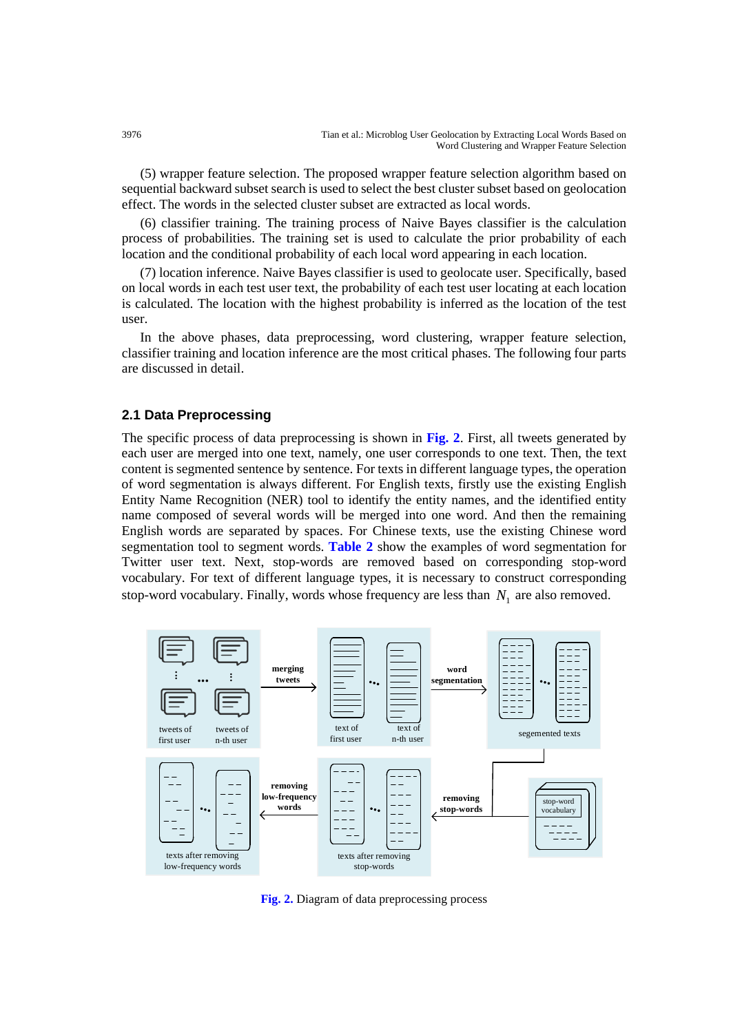(5) wrapper feature selection. The proposed wrapper feature selection algorithm based on sequential backward subset search is used to select the best cluster subset based on geolocation effect. The words in the selected cluster subset are extracted as local words.

(6) classifier training. The training process of Naive Bayes classifier is the calculation process of probabilities. The training set is used to calculate the prior probability of each location and the conditional probability of each local word appearing in each location.

(7) location inference. Naive Bayes classifier is used to geolocate user. Specifically, based on local words in each test user text, the probability of each test user locating at each location is calculated. The location with the highest probability is inferred as the location of the test user.

In the above phases, data preprocessing, word clustering, wrapper feature selection, classifier training and location inference are the most critical phases. The following four parts are discussed in detail.

## 2.1 Data Preprocessing

The specific process of data preprocessing is shown in **Fig. 2**. First, all tweets generated by each user are merged into one text, namely, one user corresponds to one text. Then, the text content is segmented sentence by sentence. For texts in different language types, the operation of word segmentation is always different. For English texts, firstly use the existing English Entity Name Recognition (NER) tool to identify the entity names, and the identified entity name composed of several words will be merged into one word. And then the remaining English words are separated by spaces. For Chinese texts, use the existing Chinese word segmentation tool to segment words. **Table 2** show the examples of word segmentation for Twitter user text. Next, stop-words are removed based on corresponding stop-word vocabulary. For text of different language types, it is necessary to construct corresponding stop-word vocabulary. Finally, words whose frequency are less than $N_1$ are also removed.

**Fig. 2.** Diagram of data preprocessing process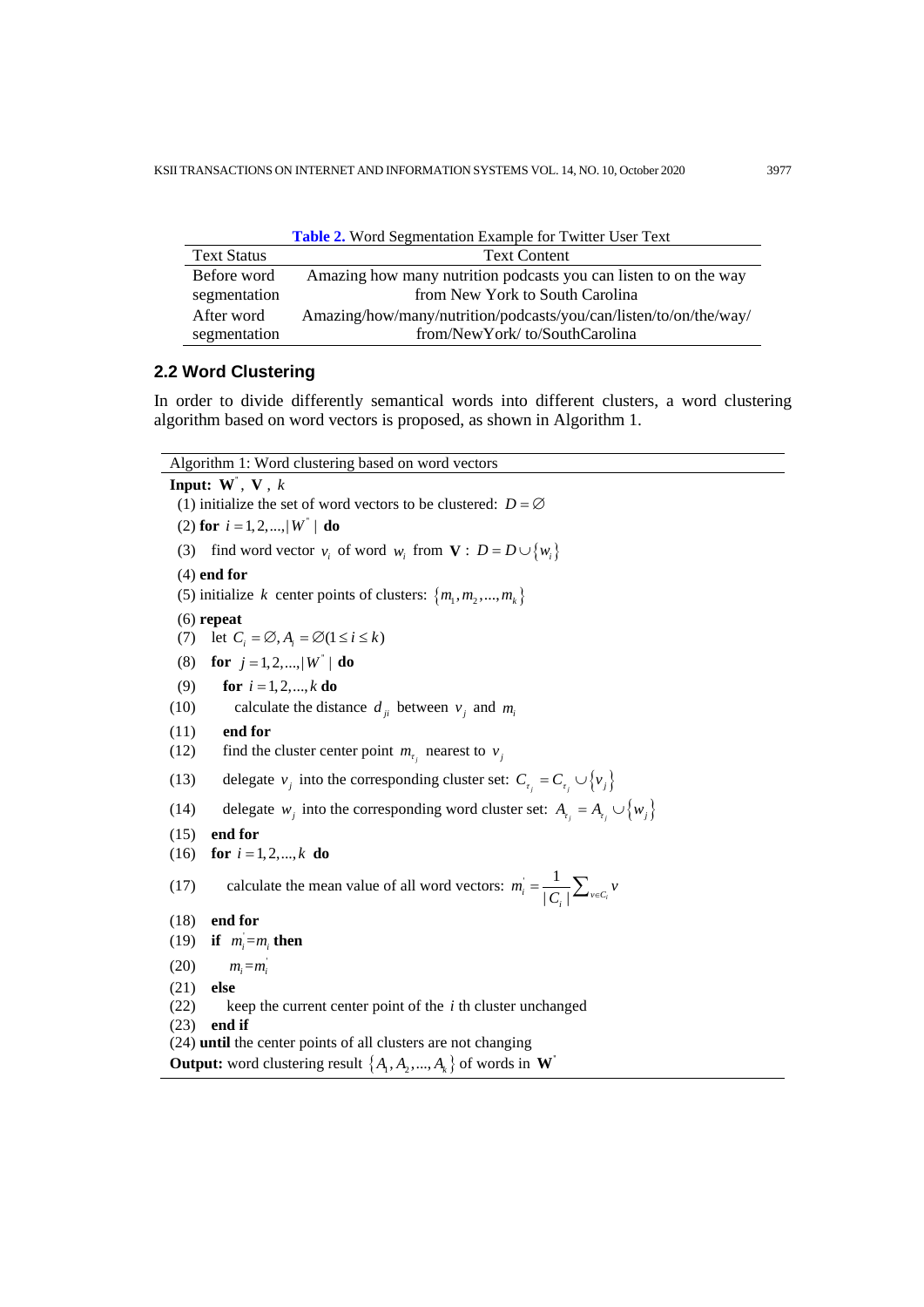**Table 2.** Word Segmentation Example for Twitter User Text

| Text Status | Text Content |
|---|---|
| Before word segmentation | Amazing how many nutrition podcasts you can listen to on the way from New York to South Carolina |
| After word segmentation | Amazing/how/many/nutrition/podcasts/you/can/listen/to/on/the/way/ from/NewYork/ to/SouthCarolina |

## 2.2 Word Clustering

In order to divide differently semantical words into different clusters, a word clustering algorithm based on word vectors is proposed, as shown in Algorithm 1.

---

Algorithm 1: Word clustering based on word vectors

---

**Input:** $\mathbf{W}^{''}$, $\mathbf{V}$, $k$

(1) initialize the set of word vectors to be clustered: $D=\varnothing$

(2) **for** $i=1,2,...,|W^{''}|$ **do**

(3) find word vector $v_i$ of word $w_i$ from $\mathbf{V}$: $D=D\cup\{w_i\}$

(4) **end for**

(5) initialize $k$ center points of clusters: $\{m_1,m_2,...,m_k\}$

(6) **repeat**

(7) let $C_i=\varnothing, A_i=\varnothing (1\le i\le k)$

(8) **for** $j=1,2,...,|W^{''}|$ **do**

(9) **for** $i=1,2,...,k$ **do**

(10) calculate the distance $d_{ji}$ between $v_j$ and $m_i$

(11) **end for**

(12) find the cluster center point $m_{\tau_j}$ nearest to $v_j$

(13) delegate $v_j$ into the corresponding cluster set: $C_{\tau_j}=C_{\tau_j}\cup\{v_j\}$

(14) delegate $w_j$ into the corresponding word cluster set: $A_{\tau_j}=A_{\tau_j}\cup\{w_j\}$

(15) **end for**

(16) **for** $i=1,2,...,k$ **do**

(17) calculate the mean value of all word vectors: $m_i^{'}=\frac{1}{|C_i|}\sum_{v\in C_i} v$

(18) **end for**

(19) **if** $m_i^{'}=m_i$ **then**

(20) $m_i=m_i^{'}$

(21) **else**

(22) keep the current center point of the $i$ th cluster unchanged

(23) **end if**

(24) **until** the center points of all clusters are not changing

**Output:** word clustering result $\{A_1,A_2,...,A_k\}$ of words in $\mathbf{W}^{'}$

---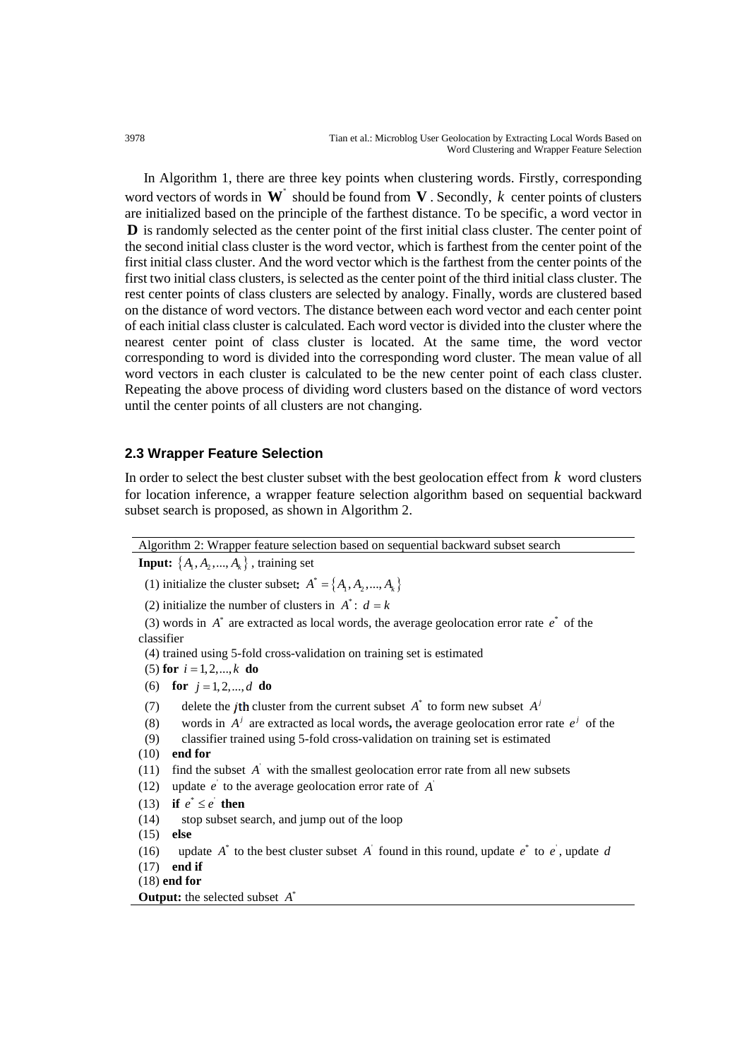In Algorithm 1, there are three key points when clustering words. Firstly, corresponding word vectors of words in $\mathbf{W}^*$ should be found from $\mathbf{V}$. Secondly, $k$ center points of clusters are initialized based on the principle of the farthest distance. To be specific, a word vector in $\mathbf{D}$ is randomly selected as the center point of the first initial class cluster. The center point of the second initial class cluster is the word vector, which is farthest from the center point of the first initial class cluster. And the word vector which is the farthest from the center points of the first two initial class clusters, is selected as the center point of the third initial class cluster. The rest center points of class clusters are selected by analogy. Finally, words are clustered based on the distance of word vectors. The distance between each word vector and each center point of each initial class cluster is calculated. Each word vector is divided into the cluster where the nearest center point of class cluster is located. At the same time, the word vector corresponding to word is divided into the corresponding word cluster. The mean value of all word vectors in each cluster is calculated to be the new center point of each class cluster. Repeating the above process of dividing word clusters based on the distance of word vectors until the center points of all clusters are not changing.

### 2.3 Wrapper Feature Selection

In order to select the best cluster subset with the best geolocation effect from $k$ word clusters for location inference, a wrapper feature selection algorithm based on sequential backward subset search is proposed, as shown in Algorithm 2.

Algorithm 2: Wrapper feature selection based on sequential backward subset search

**Input:** $\{A_1, A_2, ..., A_k\}$, training set

(1) initialize the cluster subset**:** $A^* = \{A_1, A_2, ..., A_k\}$

(2) initialize the number of clusters in $A^*$: $d = k$

(3) words in $A^*$ are extracted as local words, the average geolocation error rate $e^*$ of the classifier

(4) trained using 5-fold cross-validation on training set is estimated

(5) **for** $i = 1, 2, ..., k$ **do**

(6) **for** $j = 1, 2, ..., d$ **do**

(7) delete the **j**th cluster from the current subset $A^*$ to form new subset $A^j$

(8) words in $A^j$ are extracted as local words**,** the average geolocation error rate $e^j$ of the

(9) classifier trained using 5-fold cross-validation on training set is estimated

(10) **end for**

(11) find the subset $A'$ with the smallest geolocation error rate from all new subsets

(12) update $e'$ to the average geolocation error rate of $A'$

(13) **if** $e^* \le e'$ **then**

(14) stop subset search, and jump out of the loop

(15) **else**

(16) update $A^*$ to the best cluster subset $A'$ found in this round, update $e^*$ to $e'$, update $d$

(17) **end if**

(18) **end for**

**Output:** the selected subset $A^*$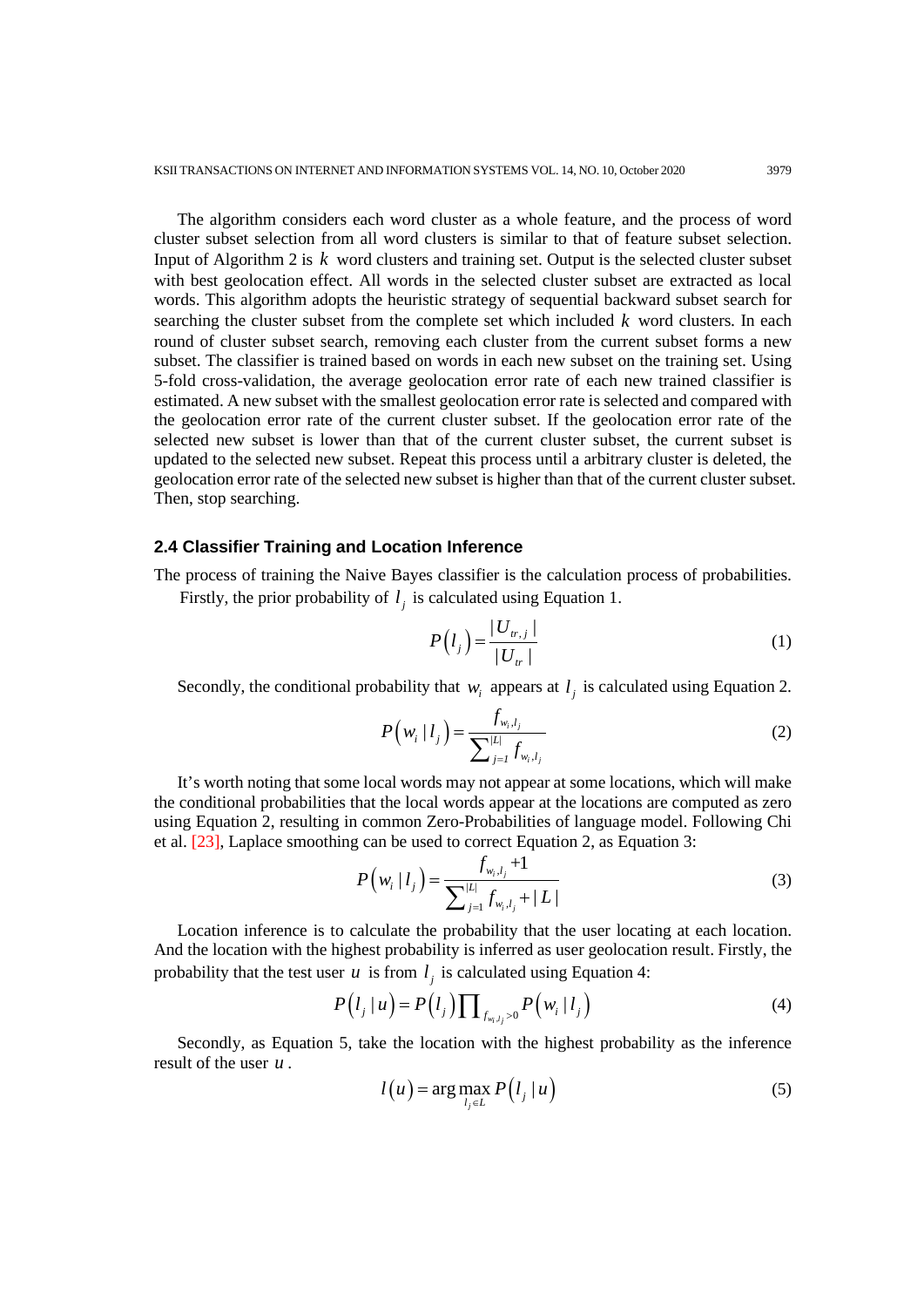The algorithm considers each word cluster as a whole feature, and the process of word cluster subset selection from all word clusters is similar to that of feature subset selection. Input of Algorithm 2 is $k$ word clusters and training set. Output is the selected cluster subset with best geolocation effect. All words in the selected cluster subset are extracted as local words. This algorithm adopts the heuristic strategy of sequential backward subset search for searching the cluster subset from the complete set which included $k$ word clusters. In each round of cluster subset search, removing each cluster from the current subset forms a new subset. The classifier is trained based on words in each new subset on the training set. Using 5-fold cross-validation, the average geolocation error rate of each new trained classifier is estimated. A new subset with the smallest geolocation error rate is selected and compared with the geolocation error rate of the current cluster subset. If the geolocation error rate of the selected new subset is lower than that of the current cluster subset, the current subset is updated to the selected new subset. Repeat this process until a arbitrary cluster is deleted, the geolocation error rate of the selected new subset is higher than that of the current cluster subset. Then, stop searching.

### 2.4 Classifier Training and Location Inference

The process of training the Naive Bayes classifier is the calculation process of probabilities.

Firstly, the prior probability of $l_j$ is calculated using Equation 1.

$$P\left(l_j\right)=\frac{|U_{tr,j}|}{|U_{tr}|} \tag{1}$$

Secondly, the conditional probability that $w_i$ appears at $l_j$ is calculated using Equation 2.

$$P\left(w_i \mid l_j\right)=\frac{f_{w_i,l_j}}{\sum_{j=1}^{|L|} f_{w_i,l_j}} \tag{2}$$

It's worth noting that some local words may not appear at some locations, which will make the conditional probabilities that the local words appear at the locations are computed as zero using Equation 2, resulting in common Zero-Probabilities of language model. Following Chi et al. [23], Laplace smoothing can be used to correct Equation 2, as Equation 3:

$$P\left(w_i \mid l_j\right)=\frac{f_{w_i,l_j}+1}{\sum_{j=1}^{|L|} f_{w_i,l_j}+|L|} \tag{3}$$

Location inference is to calculate the probability that the user locating at each location. And the location with the highest probability is inferred as user geolocation result. Firstly, the probability that the test user $u$ is from $l_j$ is calculated using Equation 4:

$$P\left(l_j \mid u\right)=P\left(l_j\right)\prod_{f_{w_i,l_j}>0} P\left(w_i \mid l_j\right) \tag{4}$$

Secondly, as Equation 5, take the location with the highest probability as the inference result of the user $u$.

$$l\left(u\right)=\arg\max_{l_j \in L} P\left(l_j \mid u\right) \tag{5}$$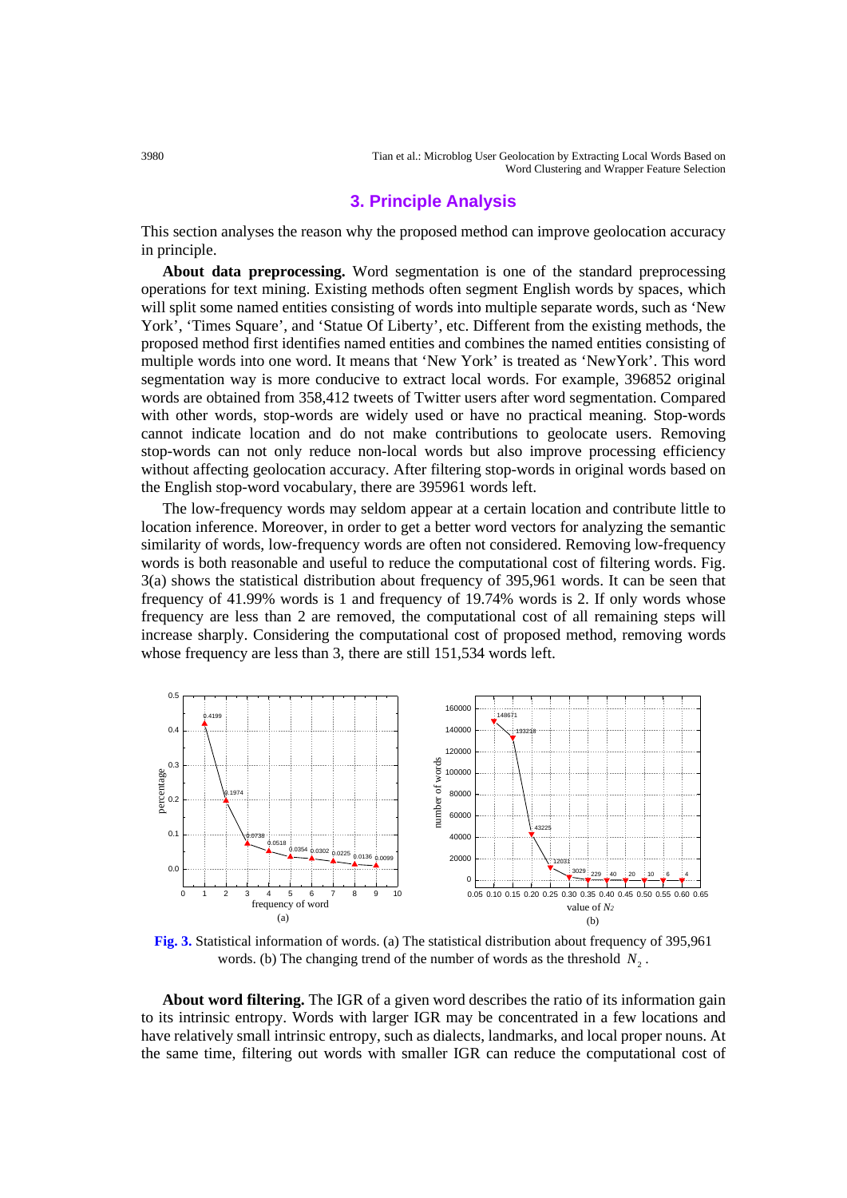## 3. Principle Analysis

This section analyses the reason why the proposed method can improve geolocation accuracy in principle.

**About data preprocessing.** Word segmentation is one of the standard preprocessing operations for text mining. Existing methods often segment English words by spaces, which will split some named entities consisting of words into multiple separate words, such as 'New York', 'Times Square', and 'Statue Of Liberty', etc. Different from the existing methods, the proposed method first identifies named entities and combines the named entities consisting of multiple words into one word. It means that 'New York' is treated as 'NewYork'. This word segmentation way is more conducive to extract local words. For example, 396852 original words are obtained from 358,412 tweets of Twitter users after word segmentation. Compared with other words, stop-words are widely used or have no practical meaning. Stop-words cannot indicate location and do not make contributions to geolocate users. Removing stop-words can not only reduce non-local words but also improve processing efficiency without affecting geolocation accuracy. After filtering stop-words in original words based on the English stop-word vocabulary, there are 395961 words left.

The low-frequency words may seldom appear at a certain location and contribute little to location inference. Moreover, in order to get a better word vectors for analyzing the semantic similarity of words, low-frequency words are often not considered. Removing low-frequency words is both reasonable and useful to reduce the computational cost of filtering words. Fig. 3(a) shows the statistical distribution about frequency of 395,961 words. It can be seen that frequency of 41.99% words is 1 and frequency of 19.74% words is 2. If only words whose frequency are less than 2 are removed, the computational cost of all remaining steps will increase sharply. Considering the computational cost of proposed method, removing words whose frequency are less than 3, there are still 151,534 words left.

**Fig. 3.** Statistical information of words. (a) The statistical distribution about frequency of 395,961 words. (b) The changing trend of the number of words as the threshold $N_2$.

**About word filtering.** The IGR of a given word describes the ratio of its information gain to its intrinsic entropy. Words with larger IGR may be concentrated in a few locations and have relatively small intrinsic entropy, such as dialects, landmarks, and local proper nouns. At the same time, filtering out words with smaller IGR can reduce the computational cost of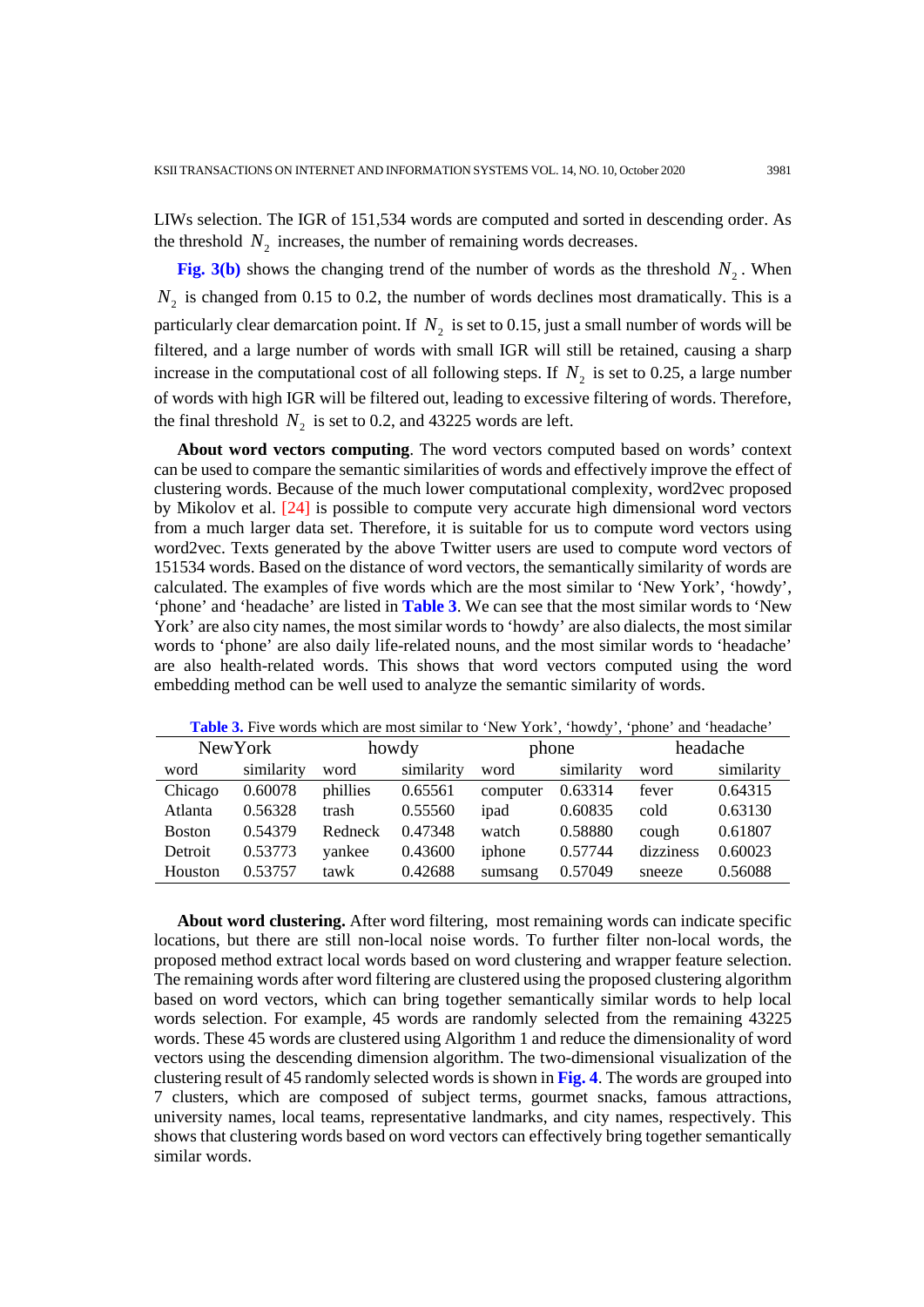LIWs selection. The IGR of 151,534 words are computed and sorted in descending order. As the threshold $N_2$ increases, the number of remaining words decreases.

**Fig. 3(b)** shows the changing trend of the number of words as the threshold $N_2$. When $N_2$ is changed from 0.15 to 0.2, the number of words declines most dramatically. This is a particularly clear demarcation point. If $N_2$ is set to 0.15, just a small number of words will be filtered, and a large number of words with small IGR will still be retained, causing a sharp increase in the computational cost of all following steps. If $N_2$ is set to 0.25, a large number of words with high IGR will be filtered out, leading to excessive filtering of words. Therefore, the final threshold $N_2$ is set to 0.2, and 43225 words are left.

**About word vectors computing**. The word vectors computed based on words' context can be used to compare the semantic similarities of words and effectively improve the effect of clustering words. Because of the much lower computational complexity, word2vec proposed by Mikolov et al. [24] is possible to compute very accurate high dimensional word vectors from a much larger data set. Therefore, it is suitable for us to compute word vectors using word2vec. Texts generated by the above Twitter users are used to compute word vectors of 151534 words. Based on the distance of word vectors, the semantically similarity of words are calculated. The examples of five words which are the most similar to 'New York', 'howdy', 'phone' and 'headache' are listed in **Table 3**. We can see that the most similar words to 'New York' are also city names, the most similar words to 'howdy' are also dialects, the most similar words to 'phone' are also daily life-related nouns, and the most similar words to 'headache' are also health-related words. This shows that word vectors computed using the word embedding method can be well used to analyze the semantic similarity of words.

**Table 3.** Five words which are most similar to 'New York', 'howdy', 'phone' and 'headache'

| NewYork | | howdy | | phone | | headache | |
|---|---|---|---|---|---|---|---|
| word | similarity | word | similarity | word | similarity | word | similarity |
| Chicago | 0.60078 | phillies | 0.65561 | computer | 0.63314 | fever | 0.64315 |
| Atlanta | 0.56328 | trash | 0.55560 | ipad | 0.60835 | cold | 0.63130 |
| Boston | 0.54379 | Redneck | 0.47348 | watch | 0.58880 | cough | 0.61807 |
| Detroit | 0.53773 | yankee | 0.43600 | iphone | 0.57744 | dizziness | 0.60023 |
| Houston | 0.53757 | tawk | 0.42688 | sumsang | 0.57049 | sneeze | 0.56088 |

**About word clustering.** After word filtering, most remaining words can indicate specific locations, but there are still non-local noise words. To further filter non-local words, the proposed method extract local words based on word clustering and wrapper feature selection. The remaining words after word filtering are clustered using the proposed clustering algorithm based on word vectors, which can bring together semantically similar words to help local words selection. For example, 45 words are randomly selected from the remaining 43225 words. These 45 words are clustered using Algorithm 1 and reduce the dimensionality of word vectors using the descending dimension algorithm. The two-dimensional visualization of the clustering result of 45 randomly selected words is shown in **Fig. 4**. The words are grouped into 7 clusters, which are composed of subject terms, gourmet snacks, famous attractions, university names, local teams, representative landmarks, and city names, respectively. This shows that clustering words based on word vectors can effectively bring together semantically similar words.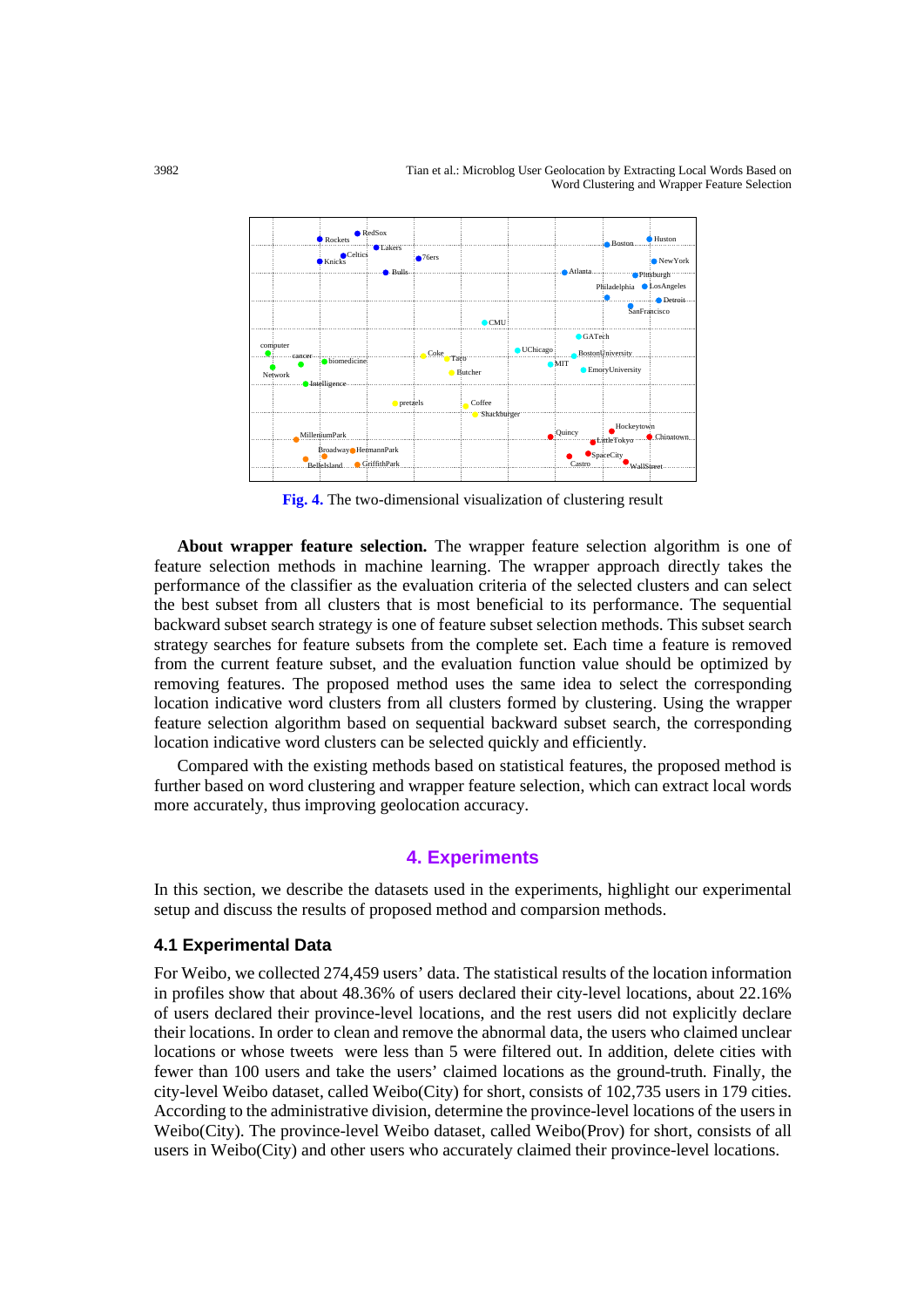**Fig. 4.** The two-dimensional visualization of clustering result

**About wrapper feature selection.** The wrapper feature selection algorithm is one of feature selection methods in machine learning. The wrapper approach directly takes the performance of the classifier as the evaluation criteria of the selected clusters and can select the best subset from all clusters that is most beneficial to its performance. The sequential backward subset search strategy is one of feature subset selection methods. This subset search strategy searches for feature subsets from the complete set. Each time a feature is removed from the current feature subset, and the evaluation function value should be optimized by removing features. The proposed method uses the same idea to select the corresponding location indicative word clusters from all clusters formed by clustering. Using the wrapper feature selection algorithm based on sequential backward subset search, the corresponding location indicative word clusters can be selected quickly and efficiently.

Compared with the existing methods based on statistical features, the proposed method is further based on word clustering and wrapper feature selection, which can extract local words more accurately, thus improving geolocation accuracy.

## 4. Experiments

In this section, we describe the datasets used in the experiments, highlight our experimental setup and discuss the results of proposed method and comparsion methods.

### 4.1 Experimental Data

For Weibo, we collected 274,459 users' data. The statistical results of the location information in profiles show that about 48.36% of users declared their city-level locations, about 22.16% of users declared their province-level locations, and the rest users did not explicitly declare their locations. In order to clean and remove the abnormal data, the users who claimed unclear locations or whose tweets were less than 5 were filtered out. In addition, delete cities with fewer than 100 users and take the users' claimed locations as the ground-truth. Finally, the city-level Weibo dataset, called Weibo(City) for short, consists of 102,735 users in 179 cities. According to the administrative division, determine the province-level locations of the users in Weibo(City). The province-level Weibo dataset, called Weibo(Prov) for short, consists of all users in Weibo(City) and other users who accurately claimed their province-level locations.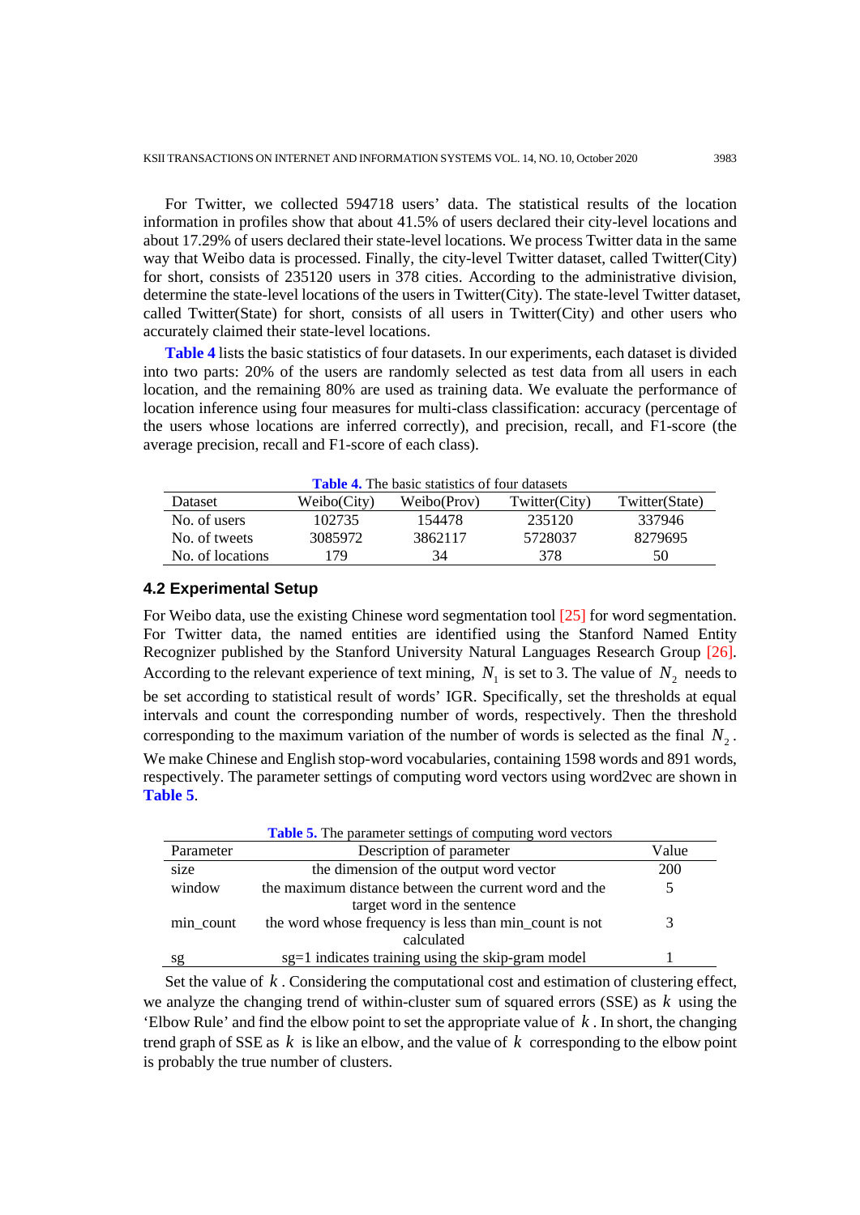For Twitter, we collected 594718 users' data. The statistical results of the location information in profiles show that about 41.5% of users declared their city-level locations and about 17.29% of users declared their state-level locations. We process Twitter data in the same way that Weibo data is processed. Finally, the city-level Twitter dataset, called Twitter(City) for short, consists of 235120 users in 378 cities. According to the administrative division, determine the state-level locations of the users in Twitter(City). The state-level Twitter dataset, called Twitter(State) for short, consists of all users in Twitter(City) and other users who accurately claimed their state-level locations.

**Table 4** lists the basic statistics of four datasets. In our experiments, each dataset is divided into two parts: 20% of the users are randomly selected as test data from all users in each location, and the remaining 80% are used as training data. We evaluate the performance of location inference using four measures for multi-class classification: accuracy (percentage of the users whose locations are inferred correctly), and precision, recall, and F1-score (the average precision, recall and F1-score of each class).

**Table 4.** The basic statistics of four datasets

| Dataset | Weibo(City) | Weibo(Prov) | Twitter(City) | Twitter(State) |
|---|---|---|---|---|
| No. of users | 102735 | 154478 | 235120 | 337946 |
| No. of tweets | 3085972 | 3862117 | 5728037 | 8279695 |
| No. of locations | 179 | 34 | 378 | 50 |

### 4.2 Experimental Setup

For Weibo data, use the existing Chinese word segmentation tool [25] for word segmentation. For Twitter data, the named entities are identified using the Stanford Named Entity Recognizer published by the Stanford University Natural Languages Research Group [26]. According to the relevant experience of text mining, $N_1$ is set to 3. The value of $N_2$ needs to be set according to statistical result of words' IGR. Specifically, set the thresholds at equal intervals and count the corresponding number of words, respectively. Then the threshold corresponding to the maximum variation of the number of words is selected as the final $N_2$. We make Chinese and English stop-word vocabularies, containing 1598 words and 891 words, respectively. The parameter settings of computing word vectors using word2vec are shown in **Table 5**.

**Table 5.** The parameter settings of computing word vectors

| Parameter | Description of parameter | Value |
|---|---|---|
| size | the dimension of the output word vector | 200 |
| window | the maximum distance between the current word and the target word in the sentence | 5 |
| min_count | the word whose frequency is less than min_count is not calculated | 3 |
| sg | sg=1 indicates training using the skip-gram model | 1 |

Set the value of $k$. Considering the computational cost and estimation of clustering effect, we analyze the changing trend of within-cluster sum of squared errors (SSE) as $k$ using the 'Elbow Rule' and find the elbow point to set the appropriate value of $k$. In short, the changing trend graph of SSE as $k$ is like an elbow, and the value of $k$ corresponding to the elbow point is probably the true number of clusters.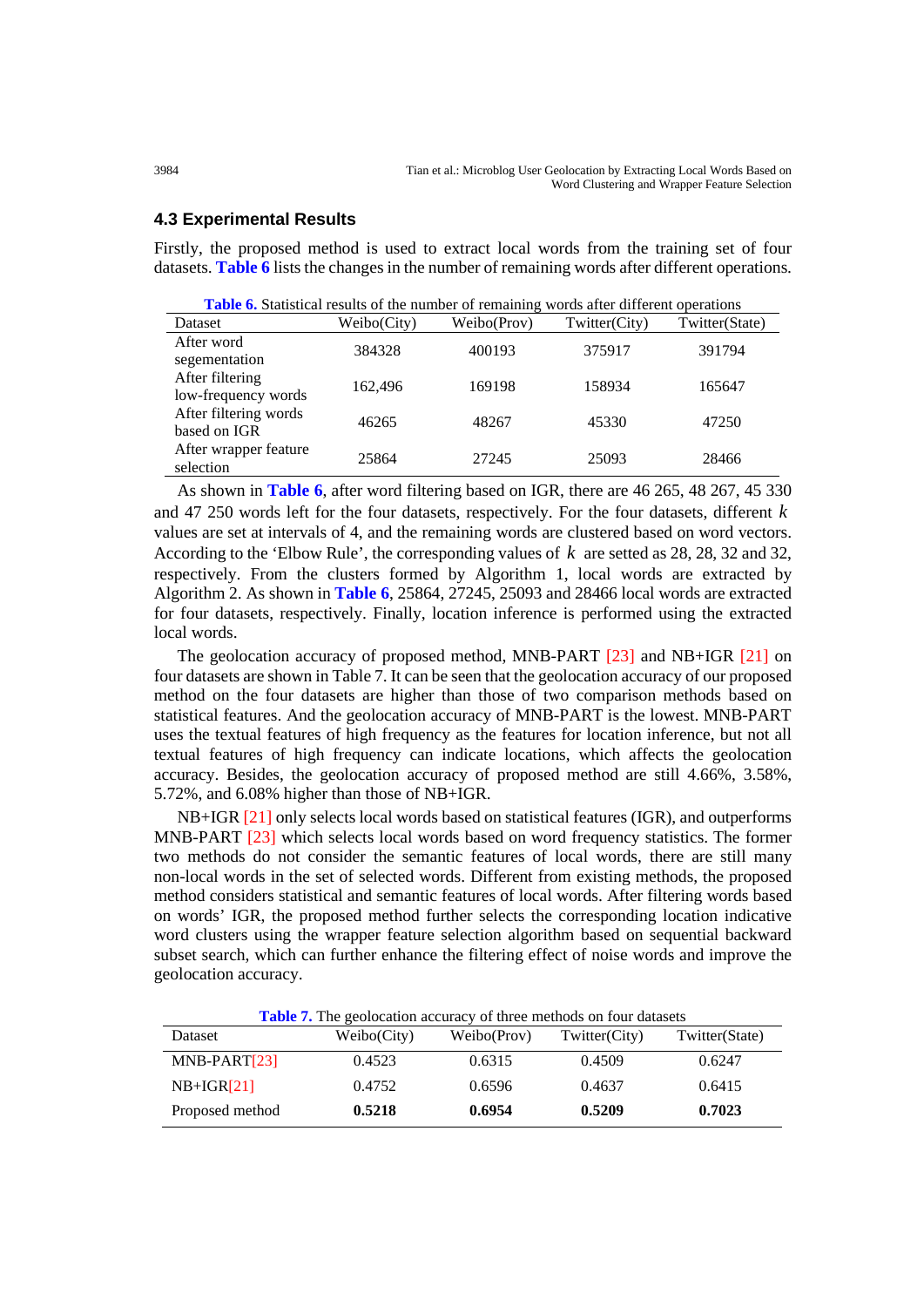### 4.3 Experimental Results

Firstly, the proposed method is used to extract local words from the training set of four datasets. **Table 6** lists the changes in the number of remaining words after different operations.

**Table 6.** Statistical results of the number of remaining words after different operations

| Dataset | Weibo(City) | Weibo(Prov) | Twitter(City) | Twitter(State) |
|---|---|---|---|---|
| After word segementation | 384328 | 400193 | 375917 | 391794 |
| After filtering low-frequency words | 162,496 | 169198 | 158934 | 165647 |
| After filtering words based on IGR | 46265 | 48267 | 45330 | 47250 |
| After wrapper feature selection | 25864 | 27245 | 25093 | 28466 |

As shown in **Table 6**, after word filtering based on IGR, there are 46 265, 48 267, 45 330 and 47 250 words left for the four datasets, respectively. For the four datasets, different $k$ values are set at intervals of 4, and the remaining words are clustered based on word vectors. According to the 'Elbow Rule', the corresponding values of $k$ are setted as 28, 28, 32 and 32, respectively. From the clusters formed by Algorithm 1, local words are extracted by Algorithm 2. As shown in **Table 6**, 25864, 27245, 25093 and 28466 local words are extracted for four datasets, respectively. Finally, location inference is performed using the extracted local words.

The geolocation accuracy of proposed method, MNB-PART [23] and NB+IGR [21] on four datasets are shown in Table 7. It can be seen that the geolocation accuracy of our proposed method on the four datasets are higher than those of two comparison methods based on statistical features. And the geolocation accuracy of MNB-PART is the lowest. MNB-PART uses the textual features of high frequency as the features for location inference, but not all textual features of high frequency can indicate locations, which affects the geolocation accuracy. Besides, the geolocation accuracy of proposed method are still 4.66%, 3.58%, 5.72%, and 6.08% higher than those of NB+IGR.

NB+IGR [21] only selects local words based on statistical features (IGR), and outperforms MNB-PART [23] which selects local words based on word frequency statistics. The former two methods do not consider the semantic features of local words, there are still many non-local words in the set of selected words. Different from existing methods, the proposed method considers statistical and semantic features of local words. After filtering words based on words' IGR, the proposed method further selects the corresponding location indicative word clusters using the wrapper feature selection algorithm based on sequential backward subset search, which can further enhance the filtering effect of noise words and improve the geolocation accuracy.

**Table 7.** The geolocation accuracy of three methods on four datasets

| Dataset | Weibo(City) | Weibo(Prov) | Twitter(City) | Twitter(State) |
|---|---|---|---|---|
| MNB-PART[23] | 0.4523 | 0.6315 | 0.4509 | 0.6247 |
| NB+IGR[21] | 0.4752 | 0.6596 | 0.4637 | 0.6415 |
| Proposed method | **0.5218** | **0.6954** | **0.5209** | **0.7023** |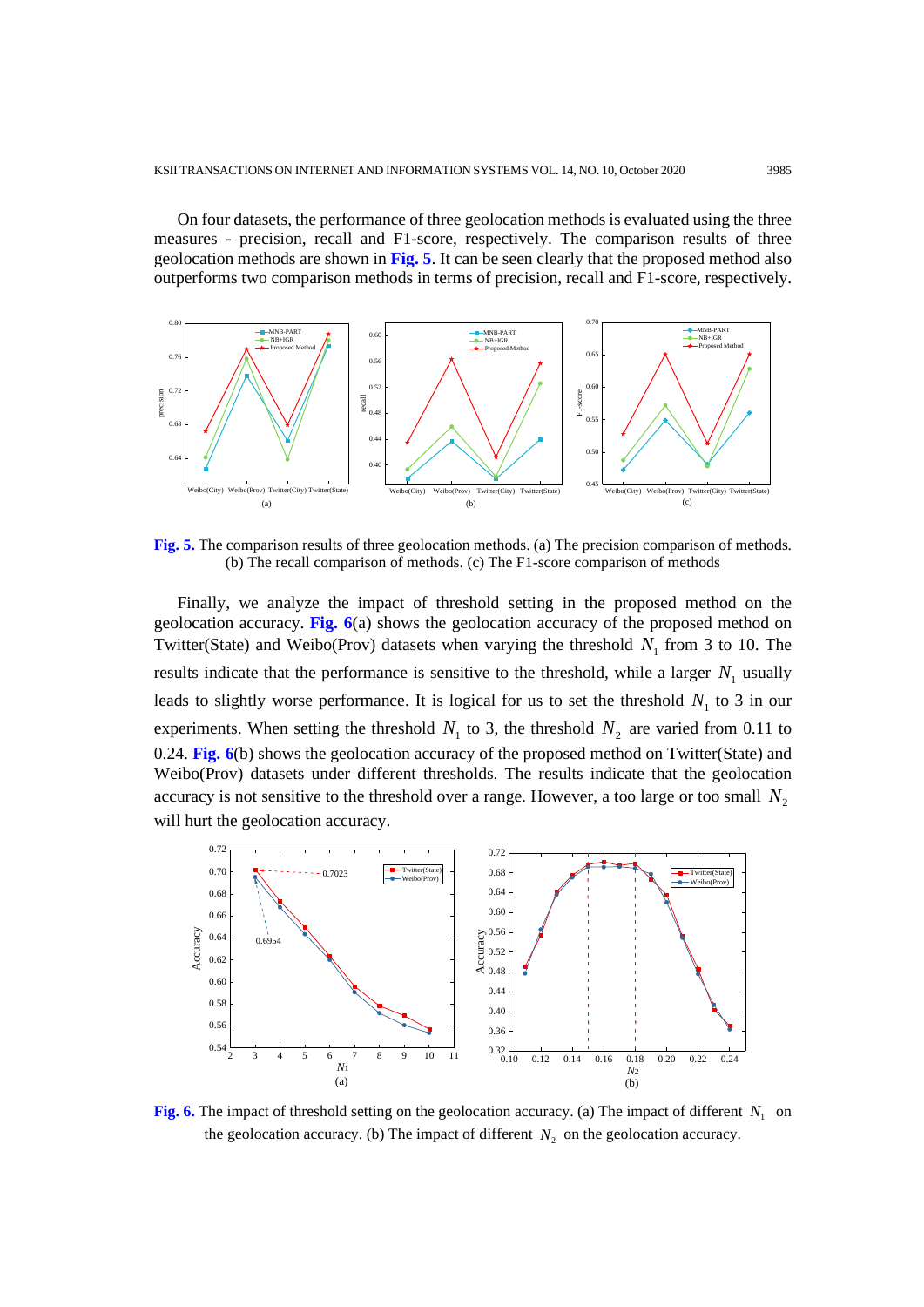On four datasets, the performance of three geolocation methods is evaluated using the three measures - precision, recall and F1-score, respectively. The comparison results of three geolocation methods are shown in **Fig. 5**. It can be seen clearly that the proposed method also outperforms two comparison methods in terms of precision, recall and F1-score, respectively.

**Fig. 5.** The comparison results of three geolocation methods. (a) The precision comparison of methods. (b) The recall comparison of methods. (c) The F1-score comparison of methods

Finally, we analyze the impact of threshold setting in the proposed method on the geolocation accuracy. **Fig. 6**(a) shows the geolocation accuracy of the proposed method on Twitter(State) and Weibo(Prov) datasets when varying the threshold $N_1$ from 3 to 10. The results indicate that the performance is sensitive to the threshold, while a larger $N_1$ usually leads to slightly worse performance. It is logical for us to set the threshold $N_1$ to 3 in our experiments. When setting the threshold $N_1$ to 3, the threshold $N_2$ are varied from 0.11 to 0.24. **Fig. 6**(b) shows the geolocation accuracy of the proposed method on Twitter(State) and Weibo(Prov) datasets under different thresholds. The results indicate that the geolocation accuracy is not sensitive to the threshold over a range. However, a too large or too small $N_2$ will hurt the geolocation accuracy.

**Fig. 6.** The impact of threshold setting on the geolocation accuracy. (a) The impact of different $N_1$ on the geolocation accuracy. (b) The impact of different $N_2$ on the geolocation accuracy.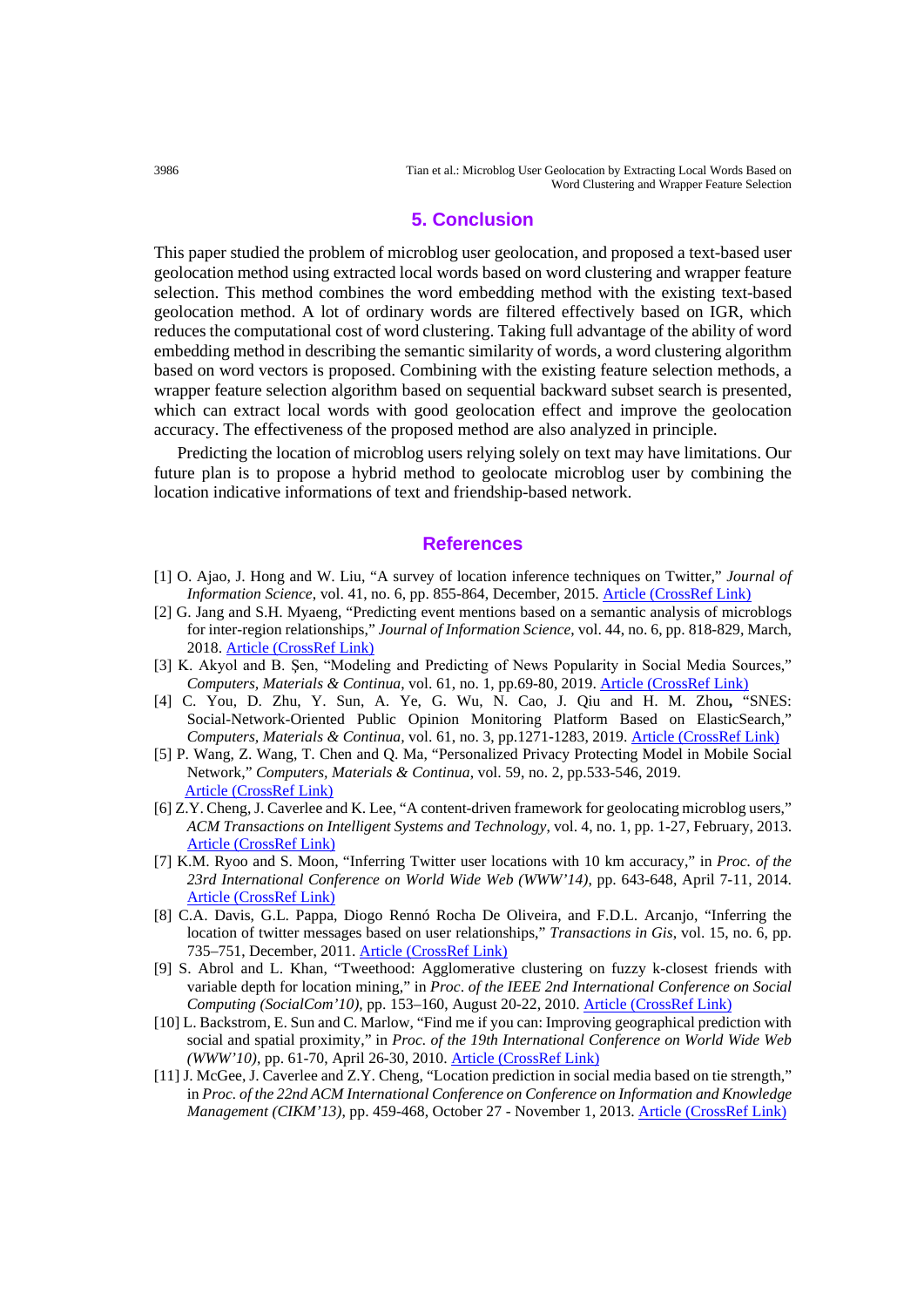## 5. Conclusion

This paper studied the problem of microblog user geolocation, and proposed a text-based user geolocation method using extracted local words based on word clustering and wrapper feature selection. This method combines the word embedding method with the existing text-based geolocation method. A lot of ordinary words are filtered effectively based on IGR, which reduces the computational cost of word clustering. Taking full advantage of the ability of word embedding method in describing the semantic similarity of words, a word clustering algorithm based on word vectors is proposed. Combining with the existing feature selection methods, a wrapper feature selection algorithm based on sequential backward subset search is presented, which can extract local words with good geolocation effect and improve the geolocation accuracy. The effectiveness of the proposed method are also analyzed in principle.

Predicting the location of microblog users relying solely on text may have limitations. Our future plan is to propose a hybrid method to geolocate microblog user by combining the location indicative informations of text and friendship-based network.

## References

[1] O. Ajao, J. Hong and W. Liu, "A survey of location inference techniques on Twitter," *Journal of Information Science*, vol. 41, no. 6, pp. 855-864, December, 2015. Article (CrossRef Link)

[2] G. Jang and S.H. Myaeng, "Predicting event mentions based on a semantic analysis of microblogs for inter-region relationships," *Journal of Information Science*, vol. 44, no. 6, pp. 818-829, March, 2018. Article (CrossRef Link)

[3] K. Akyol and B. Şen, "Modeling and Predicting of News Popularity in Social Media Sources," *Computers, Materials & Continua*, vol. 61, no. 1, pp.69-80, 2019. Article (CrossRef Link)

[4] C. You, D. Zhu, Y. Sun, A. Ye, G. Wu, N. Cao, J. Qiu and H. M. Zhou**,** "SNES: Social-Network-Oriented Public Opinion Monitoring Platform Based on ElasticSearch," *Computers, Materials & Continua*, vol. 61, no. 3, pp.1271-1283, 2019. Article (CrossRef Link)

[5] P. Wang, Z. Wang, T. Chen and Q. Ma, "Personalized Privacy Protecting Model in Mobile Social Network," *Computers, Materials & Continua*, vol. 59, no. 2, pp.533-546, 2019. Article (CrossRef Link)

[6] Z.Y. Cheng, J. Caverlee and K. Lee, "A content-driven framework for geolocating microblog users," *ACM Transactions on Intelligent Systems and Technology*, vol. 4, no. 1, pp. 1-27, February, 2013. Article (CrossRef Link)

[7] K.M. Ryoo and S. Moon, "Inferring Twitter user locations with 10 km accuracy," in *Proc. of the 23rd International Conference on World Wide Web (WWW'14)*, pp. 643-648, April 7-11, 2014. Article (CrossRef Link)

[8] C.A. Davis, G.L. Pappa, Diogo Rennó Rocha De Oliveira, and F.D.L. Arcanjo, "Inferring the location of twitter messages based on user relationships," *Transactions in Gis*, vol. 15, no. 6, pp. 735–751, December, 2011. Article (CrossRef Link)

[9] S. Abrol and L. Khan, "Tweethood: Agglomerative clustering on fuzzy k-closest friends with variable depth for location mining," in *Proc. of the IEEE 2nd International Conference on Social Computing (SocialCom'10)*, pp. 153–160, August 20-22, 2010. Article (CrossRef Link)

[10] L. Backstrom, E. Sun and C. Marlow, "Find me if you can: Improving geographical prediction with social and spatial proximity," in *Proc. of the 19th International Conference on World Wide Web (WWW'10)*, pp. 61-70, April 26-30, 2010. Article (CrossRef Link)

[11] J. McGee, J. Caverlee and Z.Y. Cheng, "Location prediction in social media based on tie strength," in *Proc. of the 22nd ACM International Conference on Conference on Information and Knowledge Management (CIKM'13)*, pp. 459-468, October 27 - November 1, 2013. Article (CrossRef Link)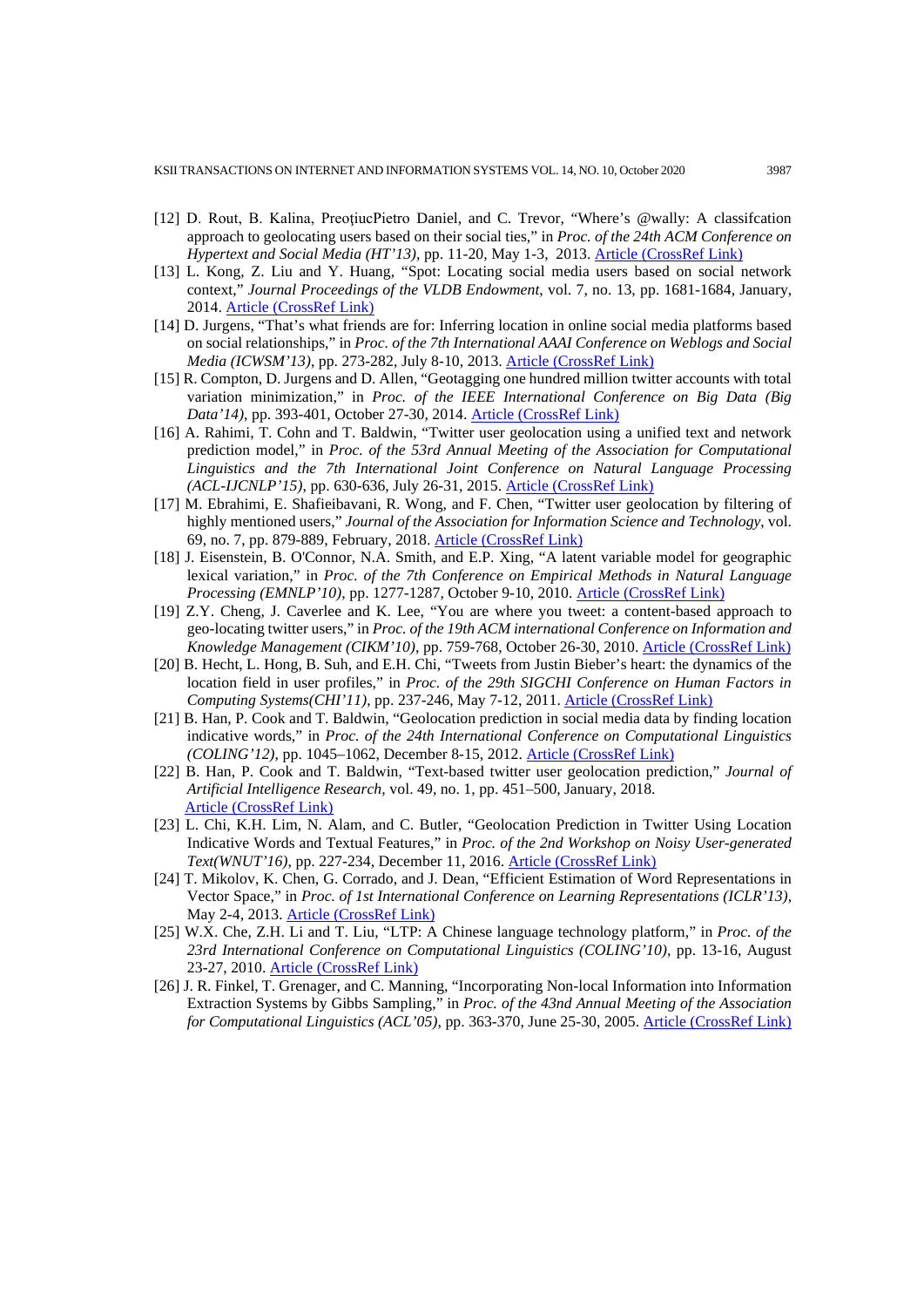[12] D. Rout, B. Kalina, PreoţiucPietro Daniel, and C. Trevor, "Where's @wally: A classifcation approach to geolocating users based on their social ties," in *Proc. of the 24th ACM Conference on Hypertext and Social Media (HT'13)*, pp. 11-20, May 1-3, 2013. Article (CrossRef Link)

[13] L. Kong, Z. Liu and Y. Huang, "Spot: Locating social media users based on social network context," *Journal Proceedings of the VLDB Endowment*, vol. 7, no. 13, pp. 1681-1684, January, 2014. Article (CrossRef Link)

[14] D. Jurgens, "That's what friends are for: Inferring location in online social media platforms based on social relationships," in *Proc. of the 7th International AAAI Conference on Weblogs and Social Media (ICWSM'13)*, pp. 273-282, July 8-10, 2013. Article (CrossRef Link)

[15] R. Compton, D. Jurgens and D. Allen, "Geotagging one hundred million twitter accounts with total variation minimization," in *Proc. of the IEEE International Conference on Big Data (Big Data'14)*, pp. 393-401, October 27-30, 2014. Article (CrossRef Link)

[16] A. Rahimi, T. Cohn and T. Baldwin, "Twitter user geolocation using a unified text and network prediction model," in *Proc. of the 53rd Annual Meeting of the Association for Computational Linguistics and the 7th International Joint Conference on Natural Language Processing (ACL-IJCNLP'15)*, pp. 630-636, July 26-31, 2015. Article (CrossRef Link)

[17] M. Ebrahimi, E. Shafieibavani, R. Wong, and F. Chen, "Twitter user geolocation by filtering of highly mentioned users," *Journal of the Association for Information Science and Technology*, vol. 69, no. 7, pp. 879-889, February, 2018. Article (CrossRef Link)

[18] J. Eisenstein, B. O'Connor, N.A. Smith, and E.P. Xing, "A latent variable model for geographic lexical variation," in *Proc. of the 7th Conference on Empirical Methods in Natural Language Processing (EMNLP'10)*, pp. 1277-1287, October 9-10, 2010. Article (CrossRef Link)

[19] Z.Y. Cheng, J. Caverlee and K. Lee, "You are where you tweet: a content-based approach to geo-locating twitter users," in *Proc. of the 19th ACM international Conference on Information and Knowledge Management (CIKM'10)*, pp. 759-768, October 26-30, 2010. Article (CrossRef Link)

[20] B. Hecht, L. Hong, B. Suh, and E.H. Chi, "Tweets from Justin Bieber's heart: the dynamics of the location field in user profiles," in *Proc. of the 29th SIGCHI Conference on Human Factors in Computing Systems(CHI'11)*, pp. 237-246, May 7-12, 2011. Article (CrossRef Link)

[21] B. Han, P. Cook and T. Baldwin, "Geolocation prediction in social media data by finding location indicative words," in *Proc. of the 24th International Conference on Computational Linguistics (COLING'12)*, pp. 1045–1062, December 8-15, 2012. Article (CrossRef Link)

[22] B. Han, P. Cook and T. Baldwin, "Text-based twitter user geolocation prediction," *Journal of Artificial Intelligence Research*, vol. 49, no. 1, pp. 451–500, January, 2018. Article (CrossRef Link)

[23] L. Chi, K.H. Lim, N. Alam, and C. Butler, "Geolocation Prediction in Twitter Using Location Indicative Words and Textual Features," in *Proc. of the 2nd Workshop on Noisy User-generated Text(WNUT'16)*, pp. 227-234, December 11, 2016. Article (CrossRef Link)

[24] T. Mikolov, K. Chen, G. Corrado, and J. Dean, "Efficient Estimation of Word Representations in Vector Space," in *Proc. of 1st International Conference on Learning Representations (ICLR'13)*, May 2-4, 2013. Article (CrossRef Link)

[25] W.X. Che, Z.H. Li and T. Liu, "LTP: A Chinese language technology platform," in *Proc. of the 23rd International Conference on Computational Linguistics (COLING'10)*, pp. 13-16, August 23-27, 2010. Article (CrossRef Link)

[26] J. R. Finkel, T. Grenager, and C. Manning, "Incorporating Non-local Information into Information Extraction Systems by Gibbs Sampling," in *Proc. of the 43nd Annual Meeting of the Association for Computational Linguistics (ACL'05)*, pp. 363-370, June 25-30, 2005. Article (CrossRef Link)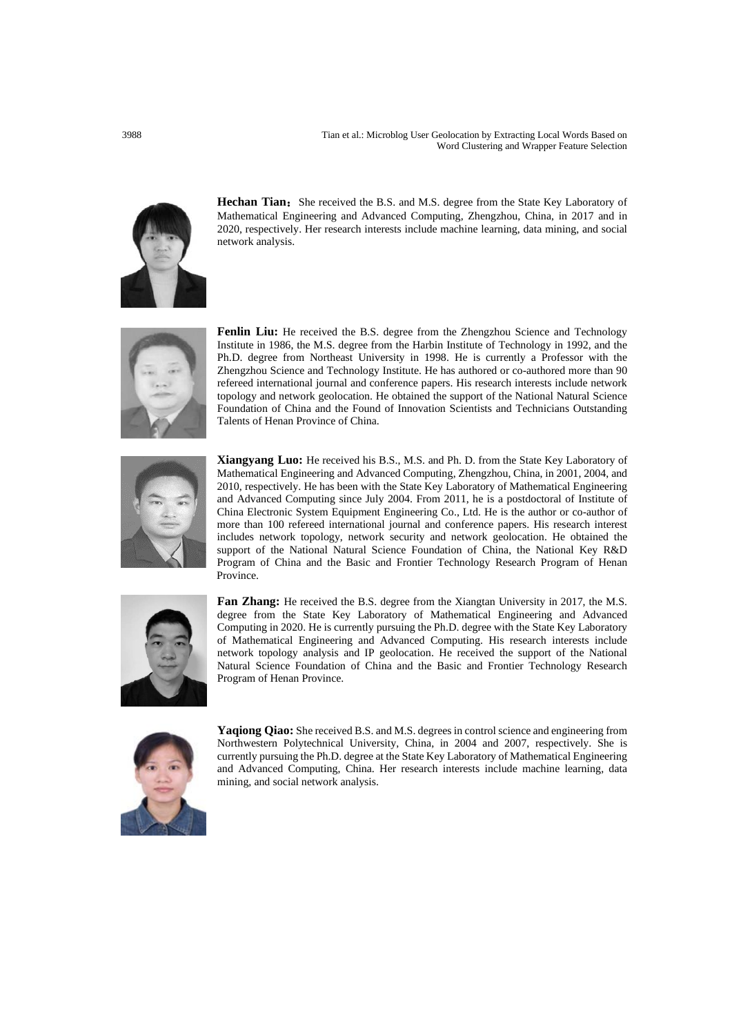**Hechan Tian**：She received the B.S. and M.S. degree from the State Key Laboratory of Mathematical Engineering and Advanced Computing, Zhengzhou, China, in 2017 and in 2020, respectively. Her research interests include machine learning, data mining, and social network analysis.

**Fenlin Liu:** He received the B.S. degree from the Zhengzhou Science and Technology Institute in 1986, the M.S. degree from the Harbin Institute of Technology in 1992, and the Ph.D. degree from Northeast University in 1998. He is currently a Professor with the Zhengzhou Science and Technology Institute. He has authored or co-authored more than 90 refereed international journal and conference papers. His research interests include network topology and network geolocation. He obtained the support of the National Natural Science Foundation of China and the Found of Innovation Scientists and Technicians Outstanding Talents of Henan Province of China.

**Xiangyang Luo:** He received his B.S., M.S. and Ph. D. from the State Key Laboratory of Mathematical Engineering and Advanced Computing, Zhengzhou, China, in 2001, 2004, and 2010, respectively. He has been with the State Key Laboratory of Mathematical Engineering and Advanced Computing since July 2004. From 2011, he is a postdoctoral of Institute of China Electronic System Equipment Engineering Co., Ltd. He is the author or co-author of more than 100 refereed international journal and conference papers. His research interest includes network topology, network security and network geolocation. He obtained the support of the National Natural Science Foundation of China, the National Key R&D Program of China and the Basic and Frontier Technology Research Program of Henan Province.

**Fan Zhang:** He received the B.S. degree from the Xiangtan University in 2017, the M.S. degree from the State Key Laboratory of Mathematical Engineering and Advanced Computing in 2020. He is currently pursuing the Ph.D. degree with the State Key Laboratory of Mathematical Engineering and Advanced Computing. His research interests include network topology analysis and IP geolocation. He received the support of the National Natural Science Foundation of China and the Basic and Frontier Technology Research Program of Henan Province.

**Yaqiong Qiao:** She received B.S. and M.S. degrees in control science and engineering from Northwestern Polytechnical University, China, in 2004 and 2007, respectively. She is currently pursuing the Ph.D. degree at the State Key Laboratory of Mathematical Engineering and Advanced Computing, China. Her research interests include machine learning, data mining, and social network analysis.